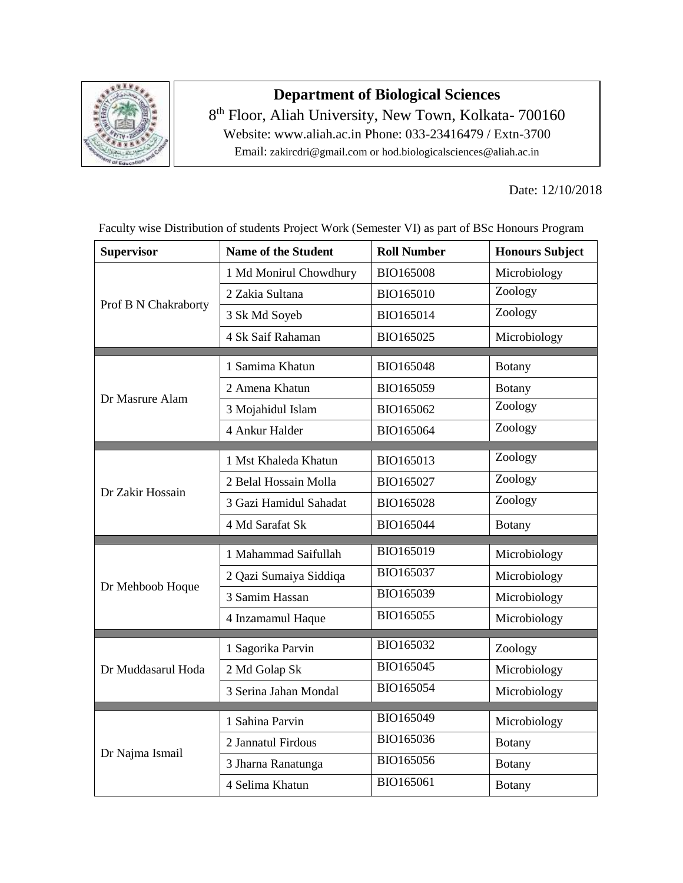# Department of Biological Sciences

8th Floor, Aliah University, New Town, Kolkata- 700160

Website: www.aliah.ac.in Phone: 033-23416479 / Extn-3700

Email: zakircdri@gmail.com or hod.biologicalsciences@aliah.ac.in

Date: 12/10/2018

Faculty wise Distribution of students Project Work (Semester VI) as part of BSc Honours Program

| Supervisor | Name of the Student | Roll Number | Honours Subject |
|---|---|---|---|
| Prof B N Chakraborty | 1 Md Monirul Chowdhury | BIO165008 | Microbiology |
| | 2 Zakia Sultana | BIO165010 | Zoology |
| | 3 Sk Md Soyeb | BIO165014 | Zoology |
| | 4 Sk Saif Rahaman | BIO165025 | Microbiology |
| Dr Masrure Alam | 1 Samima Khatun | BIO165048 | Botany |
| | 2 Amena Khatun | BIO165059 | Botany |
| | 3 Mojahidul Islam | BIO165062 | Zoology |
| | 4 Ankur Halder | BIO165064 | Zoology |
| Dr Zakir Hossain | 1 Mst Khaleda Khatun | BIO165013 | Zoology |
| | 2 Belal Hossain Molla | BIO165027 | Zoology |
| | 3 Gazi Hamidul Sahadat | BIO165028 | Zoology |
| | 4 Md Sarafat Sk | BIO165044 | Botany |
| Dr Mehboob Hoque | 1 Mahammad Saifullah | BIO165019 | Microbiology |
| | 2 Qazi Sumaiya Siddiqa | BIO165037 | Microbiology |
| | 3 Samim Hassan | BIO165039 | Microbiology |
| | 4 Inzamamul Haque | BIO165055 | Microbiology |
| Dr Muddasarul Hoda | 1 Sagorika Parvin | BIO165032 | Zoology |
| | 2 Md Golap Sk | BIO165045 | Microbiology |
| | 3 Serina Jahan Mondal | BIO165054 | Microbiology |
| Dr Najma Ismail | 1 Sahina Parvin | BIO165049 | Microbiology |
| | 2 Jannatul Firdous | BIO165036 | Botany |
| | 3 Jharna Ranatunga | BIO165056 | Botany |
| | 4 Selima Khatun | BIO165061 | Botany |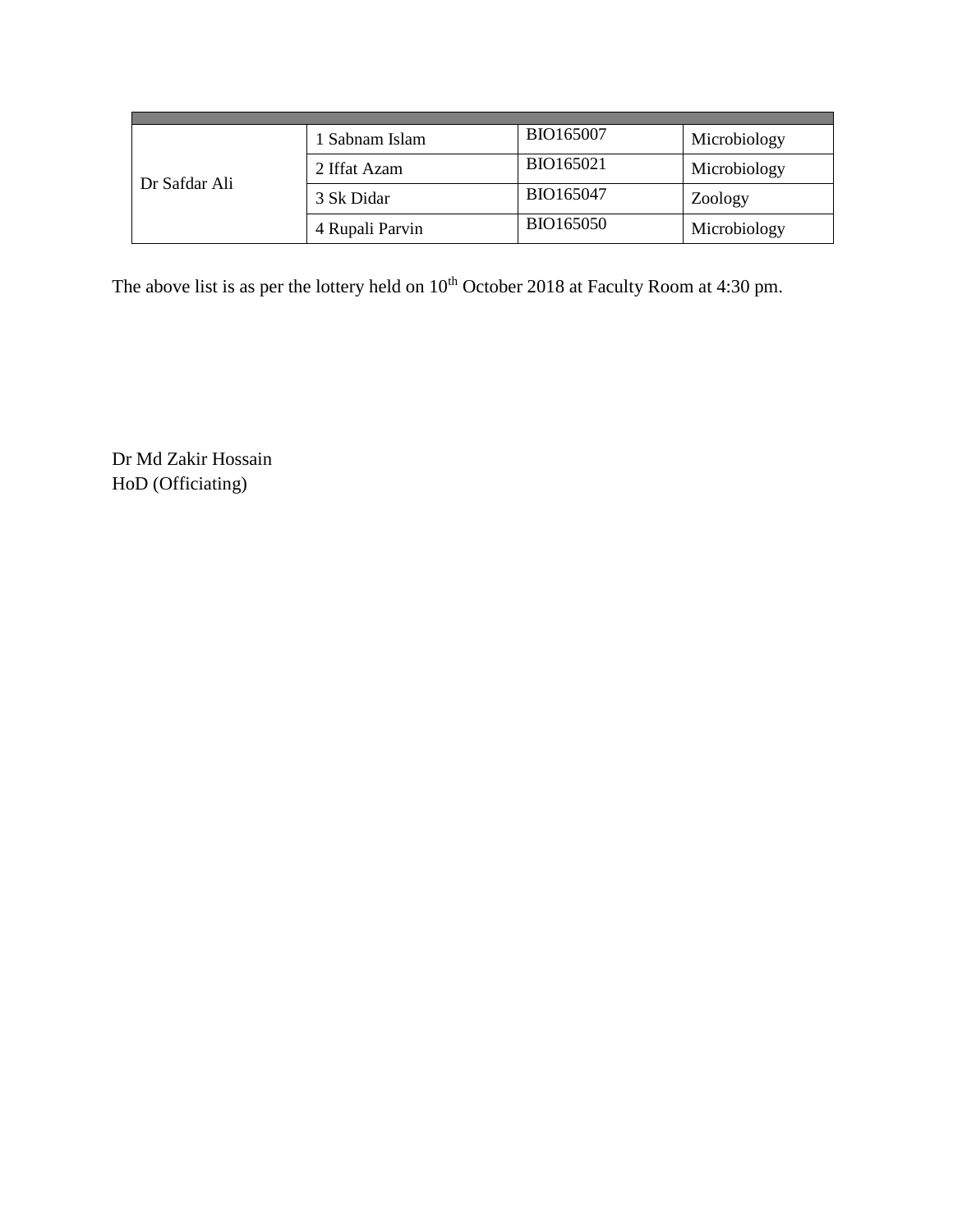| | | | |
|---|---|---|---|
| Dr Safdar Ali | 1 Sabnam Islam | BIO165007 | Microbiology |
| | 2 Iffat Azam | BIO165021 | Microbiology |
| | 3 Sk Didar | BIO165047 | Zoology |
| | 4 Rupali Parvin | BIO165050 | Microbiology |

The above list is as per the lottery held on 10th October 2018 at Faculty Room at 4:30 pm.

Dr Md Zakir Hossain
HoD (Officiating)